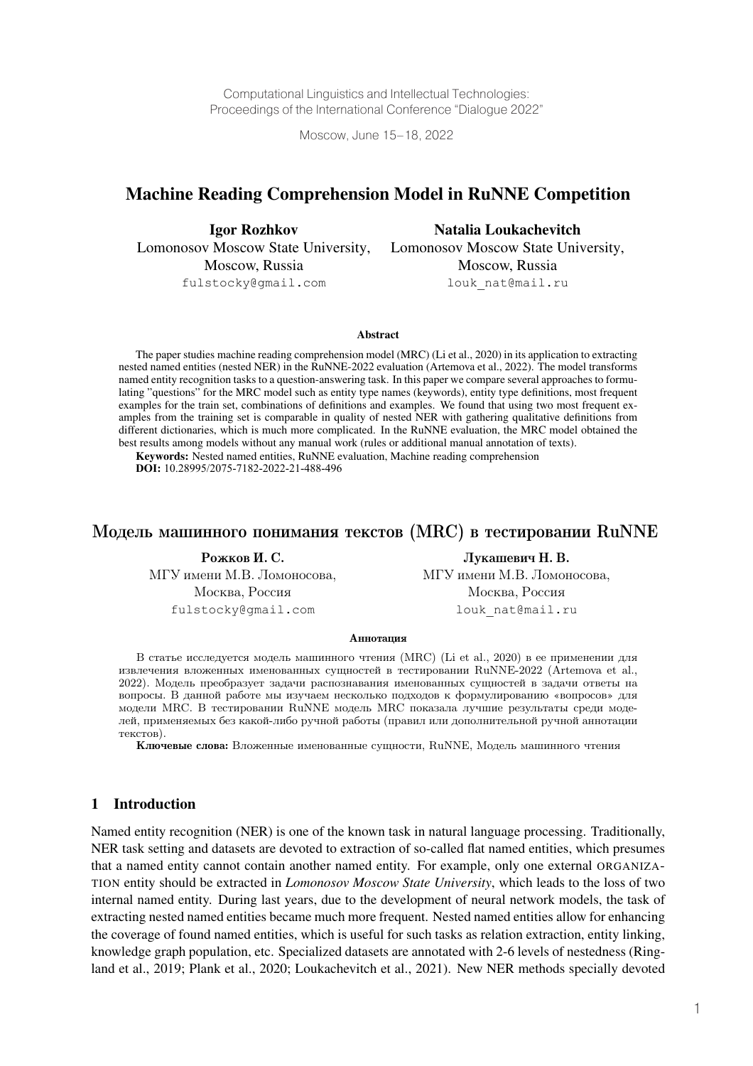Computational Linguistics and Intellectual Technologies:
Proceedings of the International Conference "Dialogue 2022"

Moscow, June 15–18, 2022

# Machine Reading Comprehension Model in RuNNE Competition

**Igor Rozhkov**
Lomonosov Moscow State University,
Moscow, Russia
fulstocky@gmail.com

**Natalia Loukachevitch**
Lomonosov Moscow State University,
Moscow, Russia
louk_nat@mail.ru

### Abstract

The paper studies machine reading comprehension model (MRC) (Li et al., 2020) in its application to extracting nested named entities (nested NER) in the RuNNE-2022 evaluation (Artemova et al., 2022). The model transforms named entity recognition tasks to a question-answering task. In this paper we compare several approaches to formulating "questions" for the MRC model such as entity type names (keywords), entity type definitions, most frequent examples for the train set, combinations of definitions and examples. We found that using two most frequent examples from the training set is comparable in quality of nested NER with gathering qualitative definitions from different dictionaries, which is much more complicated. In the RuNNE evaluation, the MRC model obtained the best results among models without any manual work (rules or additional manual annotation of texts).

**Keywords:** Nested named entities, RuNNE evaluation, Machine reading comprehension
**DOI:** 10.28995/2075-7182-2022-21-488-496

# Модель машинного понимания текстов (MRC) в тестировании RuNNE

**Рожков И. С.**
МГУ имени М.В. Ломоносова,
Москва, Россия
fulstocky@gmail.com

**Лукашевич Н. В.**
МГУ имени М.В. Ломоносова,
Москва, Россия
louk_nat@mail.ru

### Аннотация

В статье исследуется модель машинного чтения (MRC) (Li et al., 2020) в ее применении для извлечения вложенных именованных сущностей в тестировании RuNNE-2022 (Artemova et al., 2022). Модель преобразует задачи распознавания именованных сущностей в задачи ответы на вопросы. В данной работе мы изучаем несколько подходов к формулированию «вопросов» для модели MRC. В тестировании RuNNE модель MRC показала лучшие результаты среди моделей, применяемых без какой-либо ручной работы (правил или дополнительной ручной аннотации текстов).

**Ключевые слова:** Вложенные именованные сущности, RuNNE, Модель машинного чтения

## 1 Introduction

Named entity recognition (NER) is one of the known task in natural language processing. Traditionally, NER task setting and datasets are devoted to extraction of so-called flat named entities, which presumes that a named entity cannot contain another named entity. For example, only one external ORGANIZATION entity should be extracted in *Lomonosov Moscow State University*, which leads to the loss of two internal named entity. During last years, due to the development of neural network models, the task of extracting nested named entities became much more frequent. Nested named entities allow for enhancing the coverage of found named entities, which is useful for such tasks as relation extraction, entity linking, knowledge graph population, etc. Specialized datasets are annotated with 2-6 levels of nestedness (Ringland et al., 2019; Plank et al., 2020; Loukachevitch et al., 2021). New NER methods specially devoted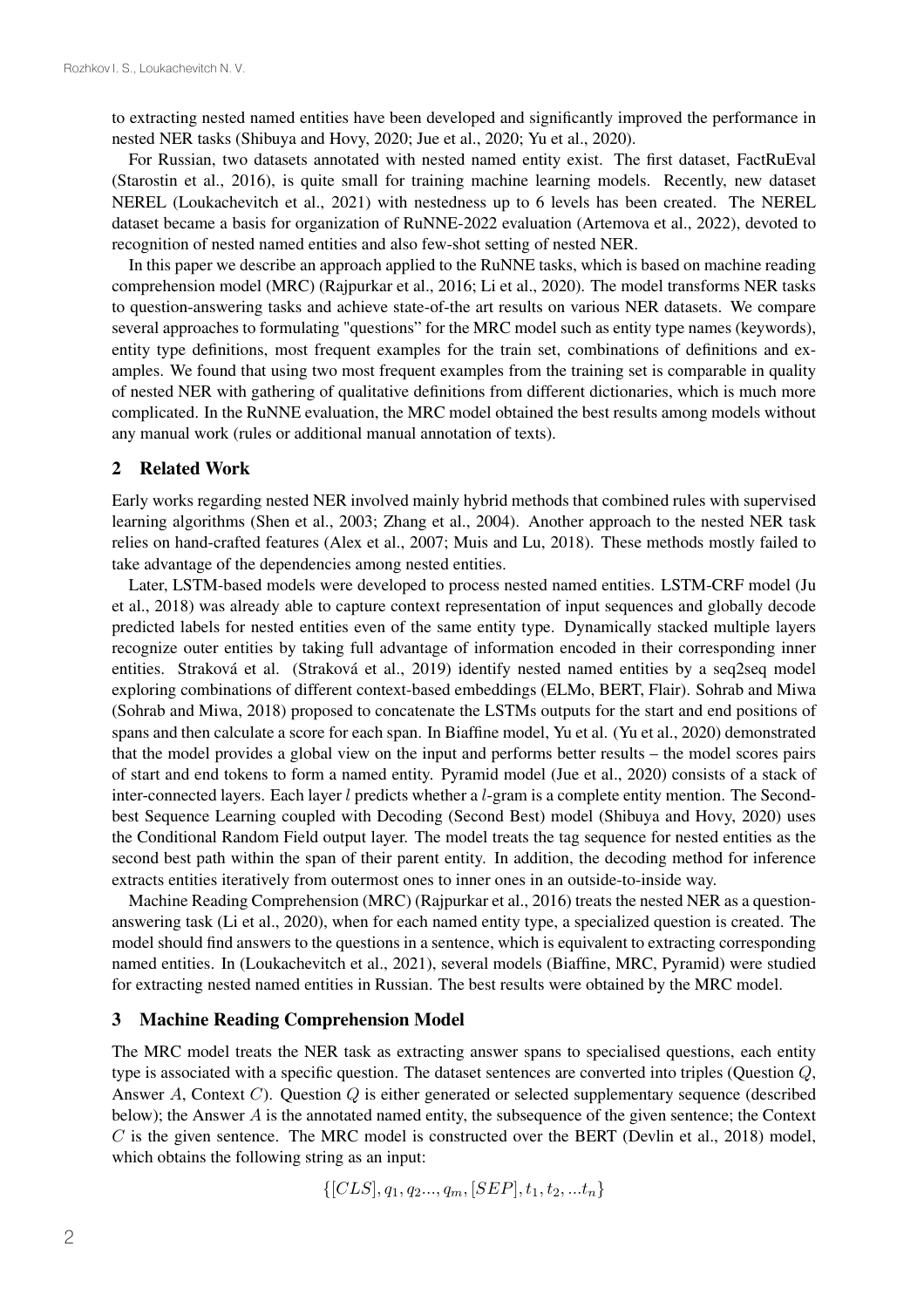to extracting nested named entities have been developed and significantly improved the performance in nested NER tasks (Shibuya and Hovy, 2020; Jue et al., 2020; Yu et al., 2020).

For Russian, two datasets annotated with nested named entity exist. The first dataset, FactRuEval (Starostin et al., 2016), is quite small for training machine learning models. Recently, new dataset NEREL (Loukachevitch et al., 2021) with nestedness up to 6 levels has been created. The NEREL dataset became a basis for organization of RuNNE-2022 evaluation (Artemova et al., 2022), devoted to recognition of nested named entities and also few-shot setting of nested NER.

In this paper we describe an approach applied to the RuNNE tasks, which is based on machine reading comprehension model (MRC) (Rajpurkar et al., 2016; Li et al., 2020). The model transforms NER tasks to question-answering tasks and achieve state-of-the art results on various NER datasets. We compare several approaches to formulating "questions" for the MRC model such as entity type names (keywords), entity type definitions, most frequent examples for the train set, combinations of definitions and examples. We found that using two most frequent examples from the training set is comparable in quality of nested NER with gathering of qualitative definitions from different dictionaries, which is much more complicated. In the RuNNE evaluation, the MRC model obtained the best results among models without any manual work (rules or additional manual annotation of texts).

## 2 Related Work

Early works regarding nested NER involved mainly hybrid methods that combined rules with supervised learning algorithms (Shen et al., 2003; Zhang et al., 2004). Another approach to the nested NER task relies on hand-crafted features (Alex et al., 2007; Muis and Lu, 2018). These methods mostly failed to take advantage of the dependencies among nested entities.

Later, LSTM-based models were developed to process nested named entities. LSTM-CRF model (Ju et al., 2018) was already able to capture context representation of input sequences and globally decode predicted labels for nested entities even of the same entity type. Dynamically stacked multiple layers recognize outer entities by taking full advantage of information encoded in their corresponding inner entities. Straková et al. (Straková et al., 2019) identify nested named entities by a seq2seq model exploring combinations of different context-based embeddings (ELMo, BERT, Flair). Sohrab and Miwa (Sohrab and Miwa, 2018) proposed to concatenate the LSTMs outputs for the start and end positions of spans and then calculate a score for each span. In Biaffine model, Yu et al. (Yu et al., 2020) demonstrated that the model provides a global view on the input and performs better results – the model scores pairs of start and end tokens to form a named entity. Pyramid model (Jue et al., 2020) consists of a stack of inter-connected layers. Each layer $l$ predicts whether a $l$-gram is a complete entity mention. The Second-best Sequence Learning coupled with Decoding (Second Best) model (Shibuya and Hovy, 2020) uses the Conditional Random Field output layer. The model treats the tag sequence for nested entities as the second best path within the span of their parent entity. In addition, the decoding method for inference extracts entities iteratively from outermost ones to inner ones in an outside-to-inside way.

Machine Reading Comprehension (MRC) (Rajpurkar et al., 2016) treats the nested NER as a question-answering task (Li et al., 2020), when for each named entity type, a specialized question is created. The model should find answers to the questions in a sentence, which is equivalent to extracting corresponding named entities. In (Loukachevitch et al., 2021), several models (Biaffine, MRC, Pyramid) were studied for extracting nested named entities in Russian. The best results were obtained by the MRC model.

## 3 Machine Reading Comprehension Model

The MRC model treats the NER task as extracting answer spans to specialised questions, each entity type is associated with a specific question. The dataset sentences are converted into triples (Question $Q$, Answer $A$, Context $C$). Question $Q$ is either generated or selected supplementary sequence (described below); the Answer $A$ is the annotated named entity, the subsequence of the given sentence; the Context $C$ is the given sentence. The MRC model is constructed over the BERT (Devlin et al., 2018) model, which obtains the following string as an input:

$$\{[CLS], q_1, q_2..., q_m, [SEP], t_1, t_2, ...t_n\}$$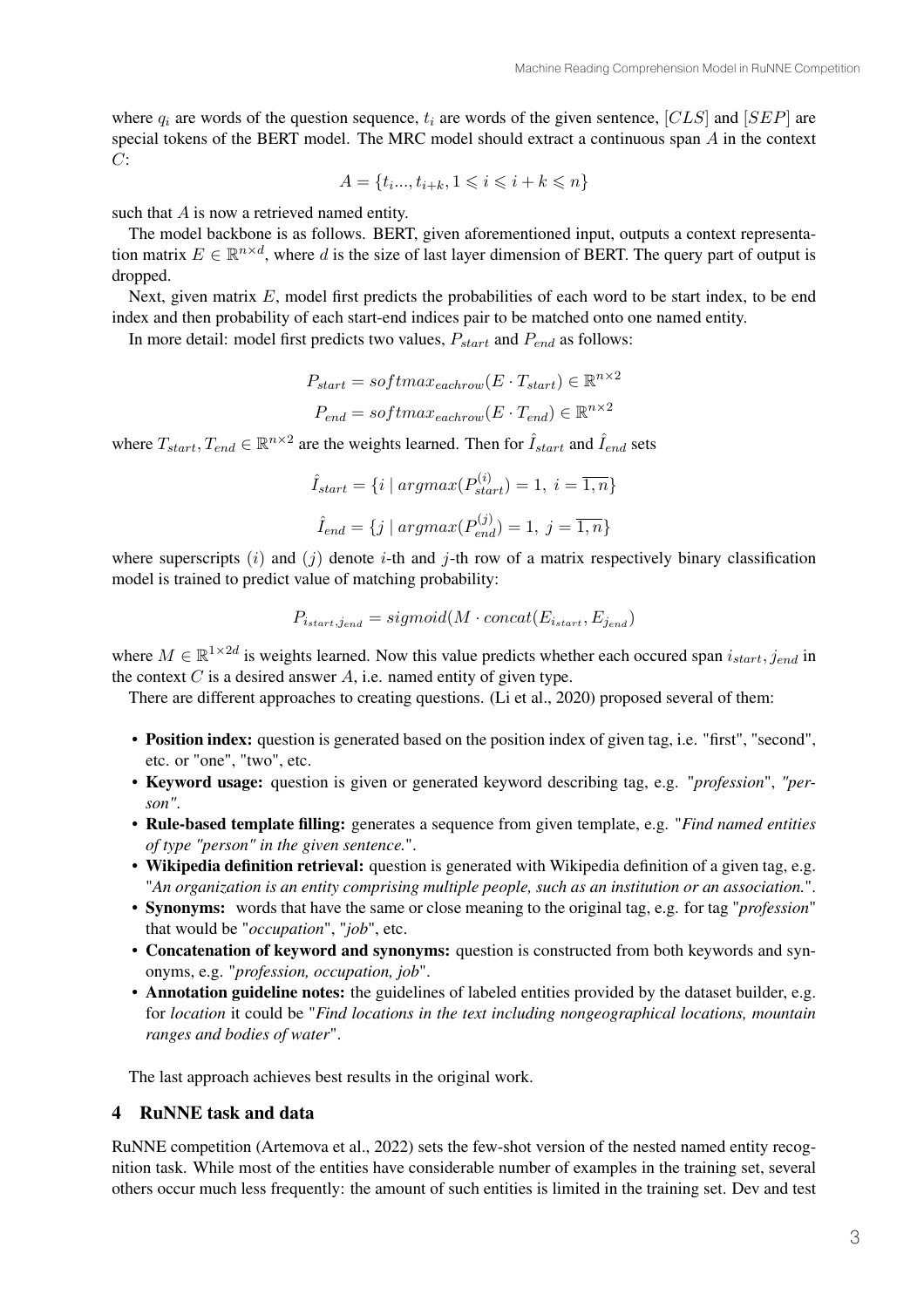where $q_i$ are words of the question sequence, $t_i$ are words of the given sentence, $[CLS]$ and $[SEP]$ are special tokens of the BERT model. The MRC model should extract a continuous span $A$ in the context $C$:

$$A = \{t_i..., t_{i+k}, 1 \leqslant i \leqslant i + k \leqslant n\}$$

such that $A$ is now a retrieved named entity.

The model backbone is as follows. BERT, given aforementioned input, outputs a context representation matrix $E \in \mathbb{R}^{n \times d}$, where $d$ is the size of last layer dimension of BERT. The query part of output is dropped.

Next, given matrix $E$, model first predicts the probabilities of each word to be start index, to be end index and then probability of each start-end indices pair to be matched onto one named entity.

In more detail: model first predicts two values, $P_{start}$ and $P_{end}$ as follows:

$$P_{start} = softmax_{eachrow}(E \cdot T_{start}) \in \mathbb{R}^{n \times 2}$$

$$P_{end} = softmax_{eachrow}(E \cdot T_{end}) \in \mathbb{R}^{n \times 2}$$

where $T_{start}, T_{end} \in \mathbb{R}^{n \times 2}$ are the weights learned. Then for $\hat{I}_{start}$ and $\hat{I}_{end}$ sets

$$\hat{I}_{start} = \{i \mid argmax(P_{start}^{(i)}) = 1,\ i = \overline{1, n}\}$$

$$\hat{I}_{end} = \{j \mid argmax(P_{end}^{(j)}) = 1,\ j = \overline{1, n}\}$$

where superscripts $(i)$ and $(j)$ denote $i$-th and $j$-th row of a matrix respectively binary classification model is trained to predict value of matching probability:

$$P_{i_{start}, j_{end}} = sigmoid(M \cdot concat(E_{i_{start}}, E_{j_{end}})$$

where $M \in \mathbb{R}^{1 \times 2d}$ is weights learned. Now this value predicts whether each occured span $i_{start}, j_{end}$ in the context $C$ is a desired answer $A$, i.e. named entity of given type.

There are different approaches to creating questions. (Li et al., 2020) proposed several of them:

- **Position index:** question is generated based on the position index of given tag, i.e. "first", "second", etc. or "one", "two", etc.
- **Keyword usage:** question is given or generated keyword describing tag, e.g. "*profession*", *"person"*.
- **Rule-based template filling:** generates a sequence from given template, e.g. "*Find named entities of type "person" in the given sentence.*".
- **Wikipedia definition retrieval:** question is generated with Wikipedia definition of a given tag, e.g. "*An organization is an entity comprising multiple people, such as an institution or an association.*".
- **Synonyms:** words that have the same or close meaning to the original tag, e.g. for tag "*profession*" that would be "*occupation*", "*job*", etc.
- **Concatenation of keyword and synonyms:** question is constructed from both keywords and synonyms, e.g. "*profession, occupation, job*".
- **Annotation guideline notes:** the guidelines of labeled entities provided by the dataset builder, e.g. for *location* it could be "*Find locations in the text including nongeographical locations, mountain ranges and bodies of water*".

The last approach achieves best results in the original work.

## 4 RuNNE task and data

RuNNE competition (Artemova et al., 2022) sets the few-shot version of the nested named entity recognition task. While most of the entities have considerable number of examples in the training set, several others occur much less frequently: the amount of such entities is limited in the training set. Dev and test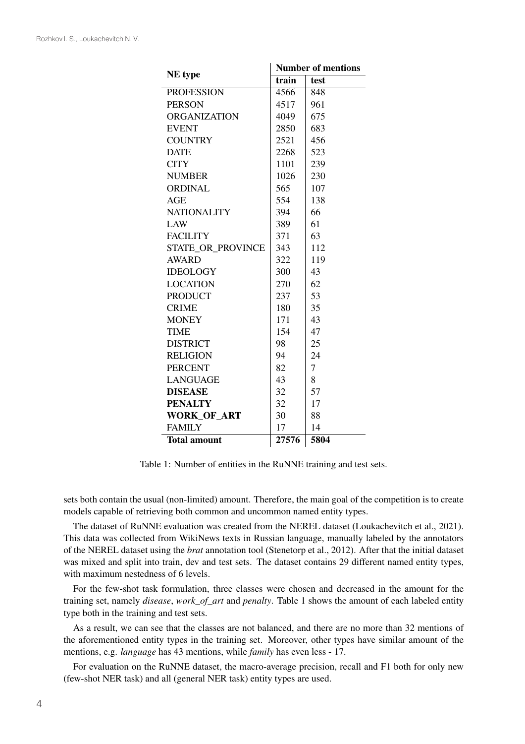| NE type | Number of mentions | |
|---|---|---|
| | train | test |
| PROFESSION | 4566 | 848 |
| PERSON | 4517 | 961 |
| ORGANIZATION | 4049 | 675 |
| EVENT | 2850 | 683 |
| COUNTRY | 2521 | 456 |
| DATE | 2268 | 523 |
| CITY | 1101 | 239 |
| NUMBER | 1026 | 230 |
| ORDINAL | 565 | 107 |
| AGE | 554 | 138 |
| NATIONALITY | 394 | 66 |
| LAW | 389 | 61 |
| FACILITY | 371 | 63 |
| STATE_OR_PROVINCE | 343 | 112 |
| AWARD | 322 | 119 |
| IDEOLOGY | 300 | 43 |
| LOCATION | 270 | 62 |
| PRODUCT | 237 | 53 |
| CRIME | 180 | 35 |
| MONEY | 171 | 43 |
| TIME | 154 | 47 |
| DISTRICT | 98 | 25 |
| RELIGION | 94 | 24 |
| PERCENT | 82 | 7 |
| LANGUAGE | 43 | 8 |
| **DISEASE** | 32 | 57 |
| **PENALTY** | 32 | 17 |
| **WORK_OF_ART** | 30 | 88 |
| FAMILY | 17 | 14 |
| **Total amount** | **27576** | **5804** |

Table 1: Number of entities in the RuNNE training and test sets.

sets both contain the usual (non-limited) amount. Therefore, the main goal of the competition is to create models capable of retrieving both common and uncommon named entity types.

The dataset of RuNNE evaluation was created from the NEREL dataset (Loukachevitch et al., 2021). This data was collected from WikiNews texts in Russian language, manually labeled by the annotators of the NEREL dataset using the *brat* annotation tool (Stenetorp et al., 2012). After that the initial dataset was mixed and split into train, dev and test sets. The dataset contains 29 different named entity types, with maximum nestedness of 6 levels.

For the few-shot task formulation, three classes were chosen and decreased in the amount for the training set, namely *disease*, *work_of_art* and *penalty*. Table 1 shows the amount of each labeled entity type both in the training and test sets.

As a result, we can see that the classes are not balanced, and there are no more than 32 mentions of the aforementioned entity types in the training set. Moreover, other types have similar amount of the mentions, e.g. *language* has 43 mentions, while *family* has even less - 17.

For evaluation on the RuNNE dataset, the macro-average precision, recall and F1 both for only new (few-shot NER task) and all (general NER task) entity types are used.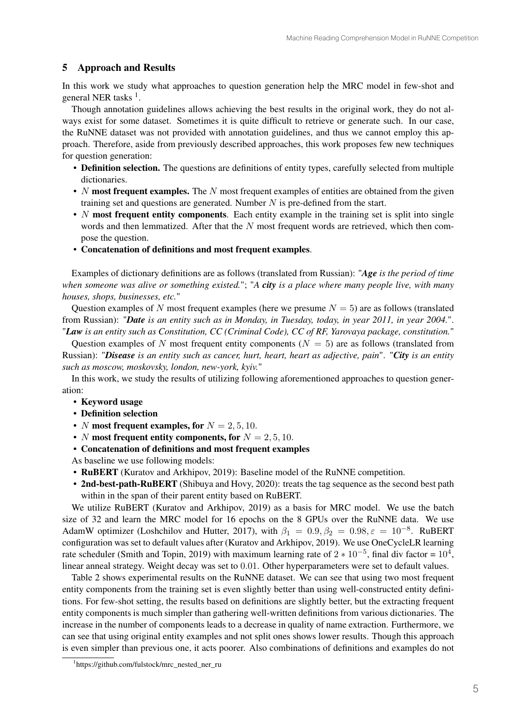## 5 Approach and Results

In this work we study what approaches to question generation help the MRC model in few-shot and general NER tasks [1].

Though annotation guidelines allows achieving the best results in the original work, they do not always exist for some dataset. Sometimes it is quite difficult to retrieve or generate such. In our case, the RuNNE dataset was not provided with annotation guidelines, and thus we cannot employ this approach. Therefore, aside from previously described approaches, this work proposes few new techniques for question generation:

- **Definition selection.** The questions are definitions of entity types, carefully selected from multiple dictionaries.
- $N$ **most frequent examples.** The $N$ most frequent examples of entities are obtained from the given training set and questions are generated. Number $N$ is pre-defined from the start.
- $N$ **most frequent entity components**. Each entity example in the training set is split into single words and then lemmatized. After that the $N$ most frequent words are retrieved, which then compose the question.
- **Concatenation of definitions and most frequent examples**.

Examples of dictionary definitions are as follows (translated from Russian): "***Age*** *is the period of time when someone was alive or something existed.*"; "*A* ***city*** *is a place where many people live, with many houses, shops, businesses, etc.*"

Question examples of $N$ most frequent examples (here we presume $N = 5$) are as follows (translated from Russian): "***Date*** *is an entity such as in Monday, in Tuesday, today, in year 2011, in year 2004.*". "***Law*** *is an entity such as Constitution, CC (Criminal Code), CC of RF, Yarovaya package, constitution.*"

Question examples of $N$ most frequent entity components ($N = 5$) are as follows (translated from Russian): "***Disease*** *is an entity such as cancer, hurt, heart, heart as adjective, pain*". "***City*** *is an entity such as moscow, moskovsky, london, new-york, kyiv.*"

In this work, we study the results of utilizing following aforementioned approaches to question generation:

- **Keyword usage**
- **Definition selection**
- $N$ **most frequent examples, for** $N = 2, 5, 10$.
- $N$ **most frequent entity components, for** $N = 2, 5, 10$.
- **Concatenation of definitions and most frequent examples**

As baseline we use following models:

- **RuBERT** (Kuratov and Arkhipov, 2019): Baseline model of the RuNNE competition.
- **2nd-best-path-RuBERT** (Shibuya and Hovy, 2020): treats the tag sequence as the second best path within in the span of their parent entity based on RuBERT.

We utilize RuBERT (Kuratov and Arkhipov, 2019) as a basis for MRC model. We use the batch size of 32 and learn the MRC model for 16 epochs on the 8 GPUs over the RuNNE data. We use AdamW optimizer (Loshchilov and Hutter, 2017), with $\beta_1 = 0.9, \beta_2 = 0.98, \varepsilon = 10^{-8}$. RuBERT configuration was set to default values after (Kuratov and Arkhipov, 2019). We use OneCycleLR learning rate scheduler (Smith and Topin, 2019) with maximum learning rate of $2 * 10^{-5}$, final div factor = $10^4$, linear anneal strategy. Weight decay was set to 0.01. Other hyperparameters were set to default values.

Table 2 shows experimental results on the RuNNE dataset. We can see that using two most frequent entity components from the training set is even slightly better than using well-constructed entity definitions. For few-shot setting, the results based on definitions are slightly better, but the extracting frequent entity components is much simpler than gathering well-written definitions from various dictionaries. The increase in the number of components leads to a decrease in quality of name extraction. Furthermore, we can see that using original entity examples and not split ones shows lower results. Though this approach is even simpler than previous one, it acts poorer. Also combinations of definitions and examples do not

[1] https://github.com/fulstock/mrc_nested_ner_ru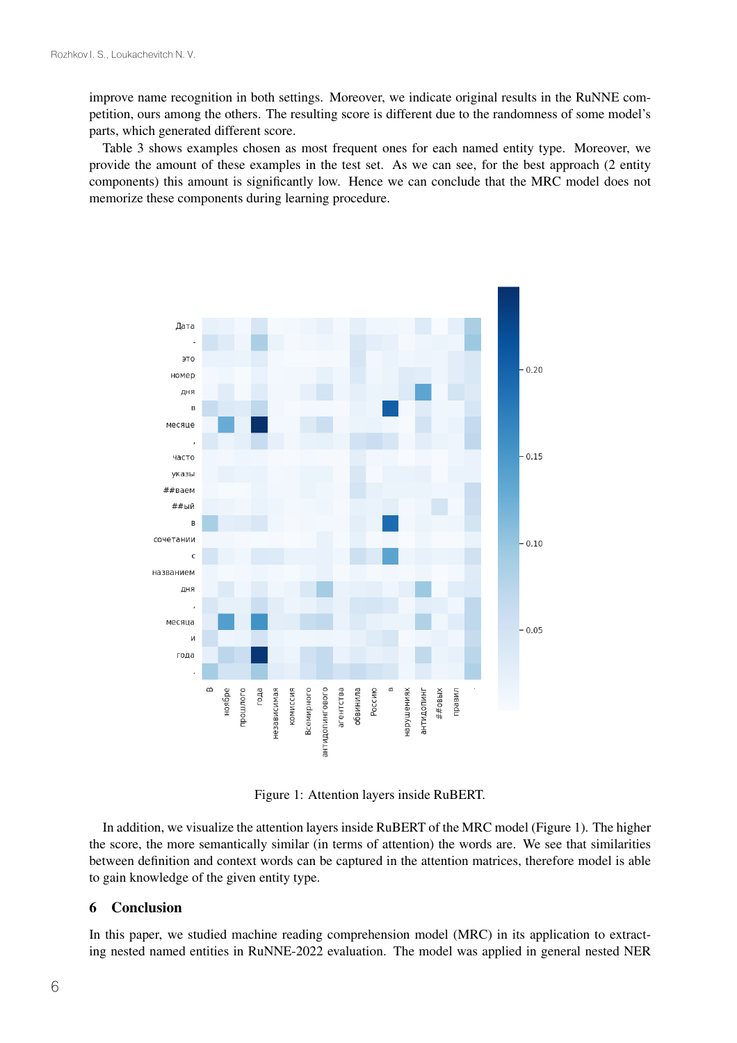improve name recognition in both settings. Moreover, we indicate original results in the RuNNE competition, ours among the others. The resulting score is different due to the randomness of some model's parts, which generated different score.

Table 3 shows examples chosen as most frequent ones for each named entity type. Moreover, we provide the amount of these examples in the test set. As we can see, for the best approach (2 entity components) this amount is significantly low. Hence we can conclude that the MRC model does not memorize these components during learning procedure.

Figure 1: Attention layers inside RuBERT.

In addition, we visualize the attention layers inside RuBERT of the MRC model (Figure 1). The higher the score, the more semantically similar (in terms of attention) the words are. We see that similarities between definition and context words can be captured in the attention matrices, therefore model is able to gain knowledge of the given entity type.

## 6 Conclusion

In this paper, we studied machine reading comprehension model (MRC) in its application to extracting nested named entities in RuNNE-2022 evaluation. The model was applied in general nested NER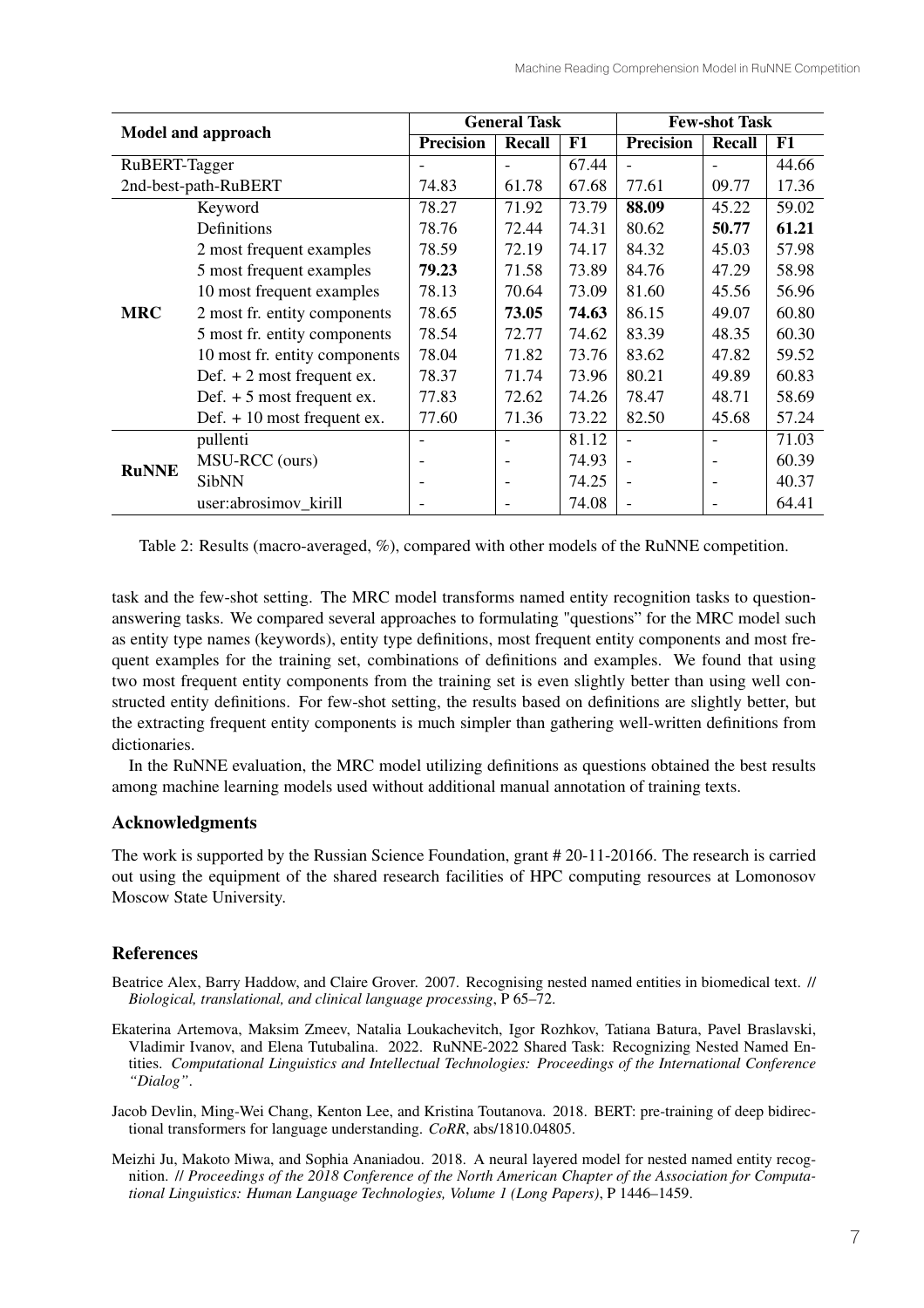| Model and approach | | General Task | | | Few-shot Task | | |
|---|---|---|---|---|---|---|---|
| | | **Precision** | **Recall** | **F1** | **Precision** | **Recall** | **F1** |
| RuBERT-Tagger | | - | - | 67.44 | - | - | 44.66 |
| 2nd-best-path-RuBERT | | 74.83 | 61.78 | 67.68 | 77.61 | 09.77 | 17.36 |
| **MRC** | Keyword | 78.27 | 71.92 | 73.79 | **88.09** | 45.22 | 59.02 |
| | Definitions | 78.76 | 72.44 | 74.31 | 80.62 | **50.77** | **61.21** |
| | 2 most frequent examples | 78.59 | 72.19 | 74.17 | 84.32 | 45.03 | 57.98 |
| | 5 most frequent examples | **79.23** | 71.58 | 73.89 | 84.76 | 47.29 | 58.98 |
| | 10 most frequent examples | 78.13 | 70.64 | 73.09 | 81.60 | 45.56 | 56.96 |
| | 2 most fr. entity components | 78.65 | **73.05** | **74.63** | 86.15 | 49.07 | 60.80 |
| | 5 most fr. entity components | 78.54 | 72.77 | 74.62 | 83.39 | 48.35 | 60.30 |
| | 10 most fr. entity components | 78.04 | 71.82 | 73.76 | 83.62 | 47.82 | 59.52 |
| | Def. + 2 most frequent ex. | 78.37 | 71.74 | 73.96 | 80.21 | 49.89 | 60.83 |
| | Def. + 5 most frequent ex. | 77.83 | 72.62 | 74.26 | 78.47 | 48.71 | 58.69 |
| | Def. + 10 most frequent ex. | 77.60 | 71.36 | 73.22 | 82.50 | 45.68 | 57.24 |
| **RuNNE** | pullenti | - | - | 81.12 | - | - | 71.03 |
| | MSU-RCC (ours) | - | - | 74.93 | - | - | 60.39 |
| | SibNN | - | - | 74.25 | - | - | 40.37 |
| | user:abrosimov_kirill | - | - | 74.08 | - | - | 64.41 |

Table 2: Results (macro-averaged, %), compared with other models of the RuNNE competition.

task and the few-shot setting. The MRC model transforms named entity recognition tasks to question-answering tasks. We compared several approaches to formulating "questions" for the MRC model such as entity type names (keywords), entity type definitions, most frequent entity components and most frequent examples for the training set, combinations of definitions and examples. We found that using two most frequent entity components from the training set is even slightly better than using well constructed entity definitions. For few-shot setting, the results based on definitions are slightly better, but the extracting frequent entity components is much simpler than gathering well-written definitions from dictionaries.

In the RuNNE evaluation, the MRC model utilizing definitions as questions obtained the best results among machine learning models used without additional manual annotation of training texts.

## Acknowledgments

The work is supported by the Russian Science Foundation, grant # 20-11-20166. The research is carried out using the equipment of the shared research facilities of HPC computing resources at Lomonosov Moscow State University.

## References

Beatrice Alex, Barry Haddow, and Claire Grover. 2007. Recognising nested named entities in biomedical text. // *Biological, translational, and clinical language processing*, P 65–72.

Ekaterina Artemova, Maksim Zmeev, Natalia Loukachevitch, Igor Rozhkov, Tatiana Batura, Pavel Braslavski, Vladimir Ivanov, and Elena Tutubalina. 2022. RuNNE-2022 Shared Task: Recognizing Nested Named Entities. *Computational Linguistics and Intellectual Technologies: Proceedings of the International Conference "Dialog"*.

Jacob Devlin, Ming-Wei Chang, Kenton Lee, and Kristina Toutanova. 2018. BERT: pre-training of deep bidirectional transformers for language understanding. *CoRR*, abs/1810.04805.

Meizhi Ju, Makoto Miwa, and Sophia Ananiadou. 2018. A neural layered model for nested named entity recognition. // *Proceedings of the 2018 Conference of the North American Chapter of the Association for Computational Linguistics: Human Language Technologies, Volume 1 (Long Papers)*, P 1446–1459.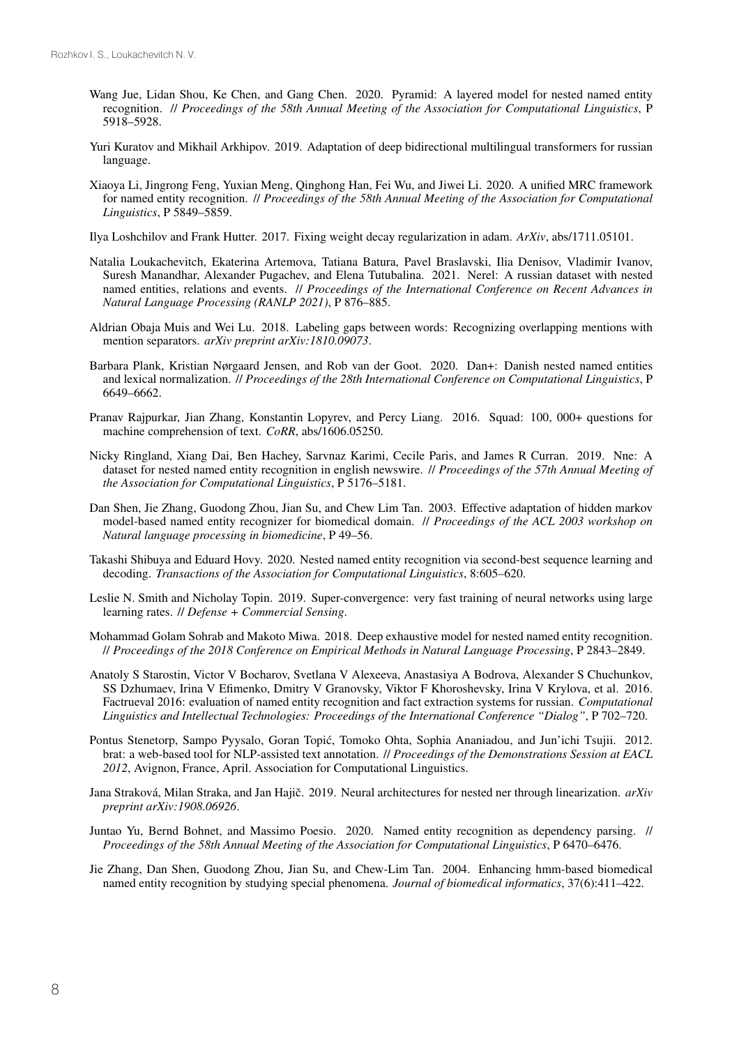Wang Jue, Lidan Shou, Ke Chen, and Gang Chen. 2020. Pyramid: A layered model for nested named entity recognition. // *Proceedings of the 58th Annual Meeting of the Association for Computational Linguistics*, P 5918–5928.

Yuri Kuratov and Mikhail Arkhipov. 2019. Adaptation of deep bidirectional multilingual transformers for russian language.

Xiaoya Li, Jingrong Feng, Yuxian Meng, Qinghong Han, Fei Wu, and Jiwei Li. 2020. A unified MRC framework for named entity recognition. // *Proceedings of the 58th Annual Meeting of the Association for Computational Linguistics*, P 5849–5859.

Ilya Loshchilov and Frank Hutter. 2017. Fixing weight decay regularization in adam. *ArXiv*, abs/1711.05101.

Natalia Loukachevitch, Ekaterina Artemova, Tatiana Batura, Pavel Braslavski, Ilia Denisov, Vladimir Ivanov, Suresh Manandhar, Alexander Pugachev, and Elena Tutubalina. 2021. Nerel: A russian dataset with nested named entities, relations and events. // *Proceedings of the International Conference on Recent Advances in Natural Language Processing (RANLP 2021)*, P 876–885.

Aldrian Obaja Muis and Wei Lu. 2018. Labeling gaps between words: Recognizing overlapping mentions with mention separators. *arXiv preprint arXiv:1810.09073*.

Barbara Plank, Kristian Nørgaard Jensen, and Rob van der Goot. 2020. Dan+: Danish nested named entities and lexical normalization. // *Proceedings of the 28th International Conference on Computational Linguistics*, P 6649–6662.

Pranav Rajpurkar, Jian Zhang, Konstantin Lopyrev, and Percy Liang. 2016. Squad: 100, 000+ questions for machine comprehension of text. *CoRR*, abs/1606.05250.

Nicky Ringland, Xiang Dai, Ben Hachey, Sarvnaz Karimi, Cecile Paris, and James R Curran. 2019. Nne: A dataset for nested named entity recognition in english newswire. // *Proceedings of the 57th Annual Meeting of the Association for Computational Linguistics*, P 5176–5181.

Dan Shen, Jie Zhang, Guodong Zhou, Jian Su, and Chew Lim Tan. 2003. Effective adaptation of hidden markov model-based named entity recognizer for biomedical domain. // *Proceedings of the ACL 2003 workshop on Natural language processing in biomedicine*, P 49–56.

Takashi Shibuya and Eduard Hovy. 2020. Nested named entity recognition via second-best sequence learning and decoding. *Transactions of the Association for Computational Linguistics*, 8:605–620.

Leslie N. Smith and Nicholay Topin. 2019. Super-convergence: very fast training of neural networks using large learning rates. // *Defense + Commercial Sensing*.

Mohammad Golam Sohrab and Makoto Miwa. 2018. Deep exhaustive model for nested named entity recognition. // *Proceedings of the 2018 Conference on Empirical Methods in Natural Language Processing*, P 2843–2849.

Anatoly S Starostin, Victor V Bocharov, Svetlana V Alexeeva, Anastasiya A Bodrova, Alexander S Chuchunkov, SS Dzhumaev, Irina V Efimenko, Dmitry V Granovsky, Viktor F Khoroshevsky, Irina V Krylova, et al. 2016. Factrueval 2016: evaluation of named entity recognition and fact extraction systems for russian. *Computational Linguistics and Intellectual Technologies: Proceedings of the International Conference "Dialog"*, P 702–720.

Pontus Stenetorp, Sampo Pyysalo, Goran Topić, Tomoko Ohta, Sophia Ananiadou, and Jun'ichi Tsujii. 2012. brat: a web-based tool for NLP-assisted text annotation. // *Proceedings of the Demonstrations Session at EACL 2012*, Avignon, France, April. Association for Computational Linguistics.

Jana Straková, Milan Straka, and Jan Hajič. 2019. Neural architectures for nested ner through linearization. *arXiv preprint arXiv:1908.06926*.

Juntao Yu, Bernd Bohnet, and Massimo Poesio. 2020. Named entity recognition as dependency parsing. // *Proceedings of the 58th Annual Meeting of the Association for Computational Linguistics*, P 6470–6476.

Jie Zhang, Dan Shen, Guodong Zhou, Jian Su, and Chew-Lim Tan. 2004. Enhancing hmm-based biomedical named entity recognition by studying special phenomena. *Journal of biomedical informatics*, 37(6):411–422.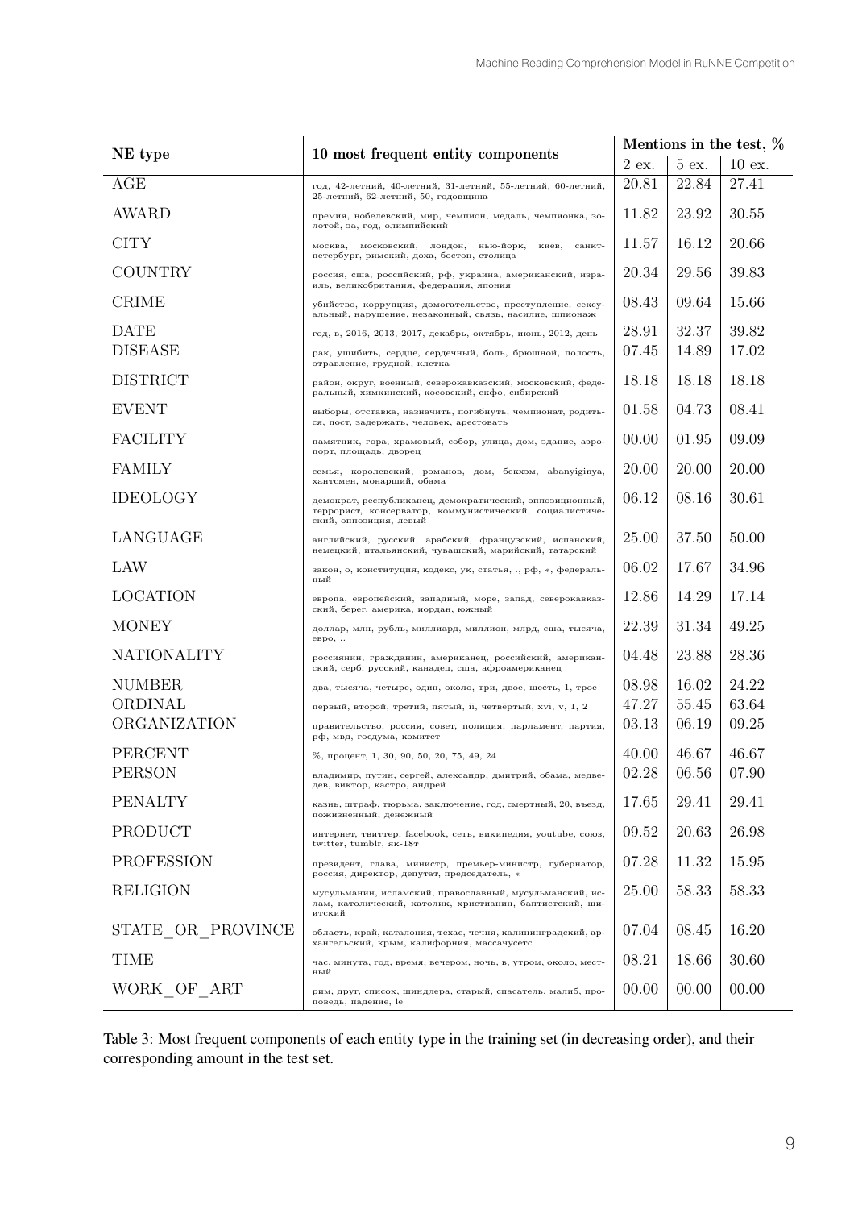| NE type | 10 most frequent entity components | Mentions in the test, % | | |
|---|---|---|---|---|
| | | 2 ex. | 5 ex. | 10 ex. |
| AGE | год, 42-летний, 40-летний, 31-летний, 55-летний, 60-летний, 25-летний, 62-летний, 50, годовщина | 20.81 | 22.84 | 27.41 |
| AWARD | премия, нобелевский, мир, чемпион, медаль, чемпионка, золотой, за, год, олимпийский | 11.82 | 23.92 | 30.55 |
| CITY | москва, московский, лондон, нью-йорк, киев, санкт-петербург, римский, доха, бостон, столица | 11.57 | 16.12 | 20.66 |
| COUNTRY | россия, сша, российский, рф, украина, американский, израиль, великобритания, федерация, япония | 20.34 | 29.56 | 39.83 |
| CRIME | убийство, коррупция, домогательство, преступление, сексуальный, нарушение, незаконный, связь, насилие, шпионаж | 08.43 | 09.64 | 15.66 |
| DATE | год, в, 2016, 2013, 2017, декабрь, октябрь, июнь, 2012, день | 28.91 | 32.37 | 39.82 |
| DISEASE | рак, ушибить, сердце, сердечный, боль, брюшной, полость, отравление, грудной, клетка | 07.45 | 14.89 | 17.02 |
| DISTRICT | район, округ, военный, северокавказский, московский, федеральный, химкинский, косовский, скфо, сибирский | 18.18 | 18.18 | 18.18 |
| EVENT | выборы, отставка, назначить, погибнуть, чемпионат, родиться, пост, задержать, человек, арестовать | 01.58 | 04.73 | 08.41 |
| FACILITY | памятник, гора, храмовый, собор, улица, дом, здание, аэропорт, площадь, дворец | 00.00 | 01.95 | 09.09 |
| FAMILY | семья, королевский, романов, дом, бекхэм, abanyiginya, хантсмен, монарший, обама | 20.00 | 20.00 | 20.00 |
| IDEOLOGY | демократ, республиканец, демократический, оппозиционный, террорист, консерватор, коммунистический, социалистический, оппозиция, левый | 06.12 | 08.16 | 30.61 |
| LANGUAGE | английский, русский, арабский, французский, испанский, немецкий, итальянский, чувашский, марийский, татарский | 25.00 | 37.50 | 50.00 |
| LAW | закон, о, конституция, кодекс, ук, статья, ., рф, «, федеральный | 06.02 | 17.67 | 34.96 |
| LOCATION | европа, европейский, западный, море, запад, северокавказский, берег, америка, иордан, южный | 12.86 | 14.29 | 17.14 |
| MONEY | доллар, млн, рубль, миллиард, миллион, млрд, сша, тысяча, евро, .. | 22.39 | 31.34 | 49.25 |
| NATIONALITY | россиянин, гражданин, американец, российский, американский, серб, русский, канадец, сша, афроамериканец | 04.48 | 23.88 | 28.36 |
| NUMBER | два, тысяча, четыре, один, около, три, двое, шесть, 1, трое | 08.98 | 16.02 | 24.22 |
| ORDINAL | первый, второй, третий, пятый, ii, четвёртый, xvi, v, 1, 2 | 47.27 | 55.45 | 63.64 |
| ORGANIZATION | правительство, россия, совет, полиция, парламент, партия, рф, мвд, госдума, комитет | 03.13 | 06.19 | 09.25 |
| PERCENT | %, процент, 1, 30, 90, 50, 20, 75, 49, 24 | 40.00 | 46.67 | 46.67 |
| PERSON | владимир, путин, сергей, александр, дмитрий, обама, медведев, виктор, кастро, андрей | 02.28 | 06.56 | 07.90 |
| PENALTY | казнь, штраф, тюрьма, заключение, год, смертный, 20, въезд, пожизненный, денежный | 17.65 | 29.41 | 29.41 |
| PRODUCT | интернет, твиттер, facebook, сеть, википедия, youtube, союз, twitter, tumblr, як-18т | 09.52 | 20.63 | 26.98 |
| PROFESSION | президент, глава, министр, премьер-министр, губернатор, россия, директор, депутат, председатель, « | 07.28 | 11.32 | 15.95 |
| RELIGION | мусульманин, исламский, православный, мусульманский, ислам, католический, католик, христианин, баптистский, шиитский | 25.00 | 58.33 | 58.33 |
| STATE_OR_PROVINCE | область, край, каталония, техас, чечня, калининградский, архангельский, крым, калифорния, массачусетс | 07.04 | 08.45 | 16.20 |
| TIME | час, минута, год, время, вечером, ночь, в, утром, около, местный | 08.21 | 18.66 | 30.60 |
| WORK_OF_ART | рим, друг, список, шиндлера, старый, спасатель, малиб, проповедь, падение, le | 00.00 | 00.00 | 00.00 |

Table 3: Most frequent components of each entity type in the training set (in decreasing order), and their corresponding amount in the test set.